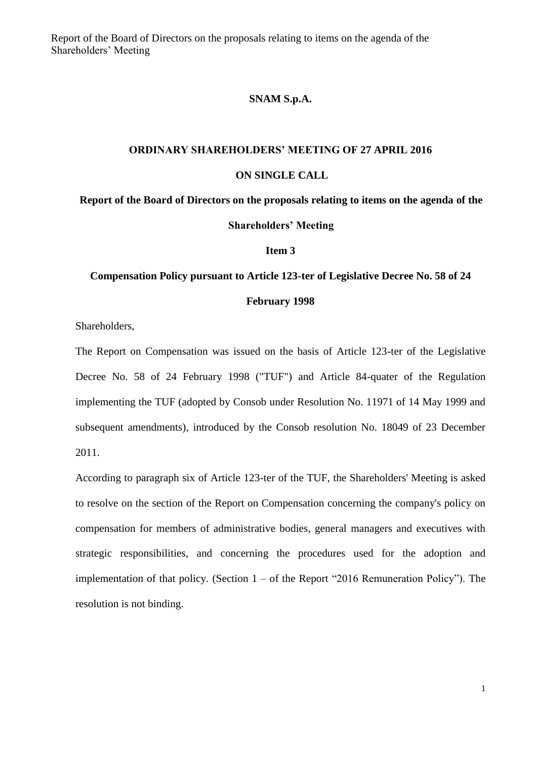**SNAM S.p.A.**

**ORDINARY SHAREHOLDERS' MEETING OF 27 APRIL 2016**

**ON SINGLE CALL**

**Report of the Board of Directors on the proposals relating to items on the agenda of the Shareholders' Meeting**

**Item 3**

**Compensation Policy pursuant to Article 123-ter of Legislative Decree No. 58 of 24 February 1998**

Shareholders,

The Report on Compensation was issued on the basis of Article 123-ter of the Legislative Decree No. 58 of 24 February 1998 ("TUF") and Article 84-quater of the Regulation implementing the TUF (adopted by Consob under Resolution No. 11971 of 14 May 1999 and subsequent amendments), introduced by the Consob resolution No. 18049 of 23 December 2011.

According to paragraph six of Article 123-ter of the TUF, the Shareholders' Meeting is asked to resolve on the section of the Report on Compensation concerning the company's policy on compensation for members of administrative bodies, general managers and executives with strategic responsibilities, and concerning the procedures used for the adoption and implementation of that policy. (Section 1 – of the Report "2016 Remuneration Policy"). The resolution is not binding.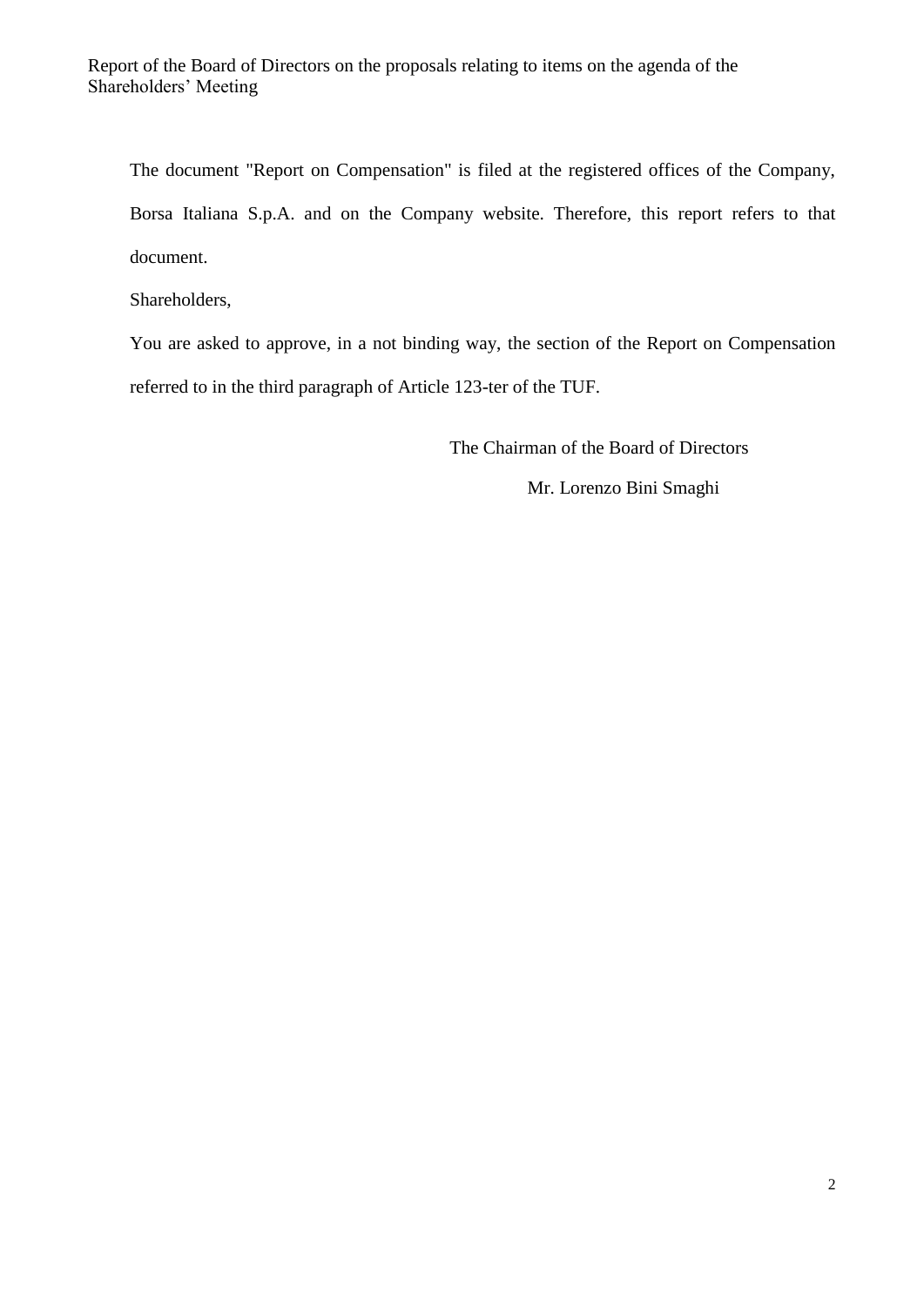The document "Report on Compensation" is filed at the registered offices of the Company, Borsa Italiana S.p.A. and on the Company website. Therefore, this report refers to that document.

Shareholders,

You are asked to approve, in a not binding way, the section of the Report on Compensation referred to in the third paragraph of Article 123-ter of the TUF.

The Chairman of the Board of Directors

Mr. Lorenzo Bini Smaghi